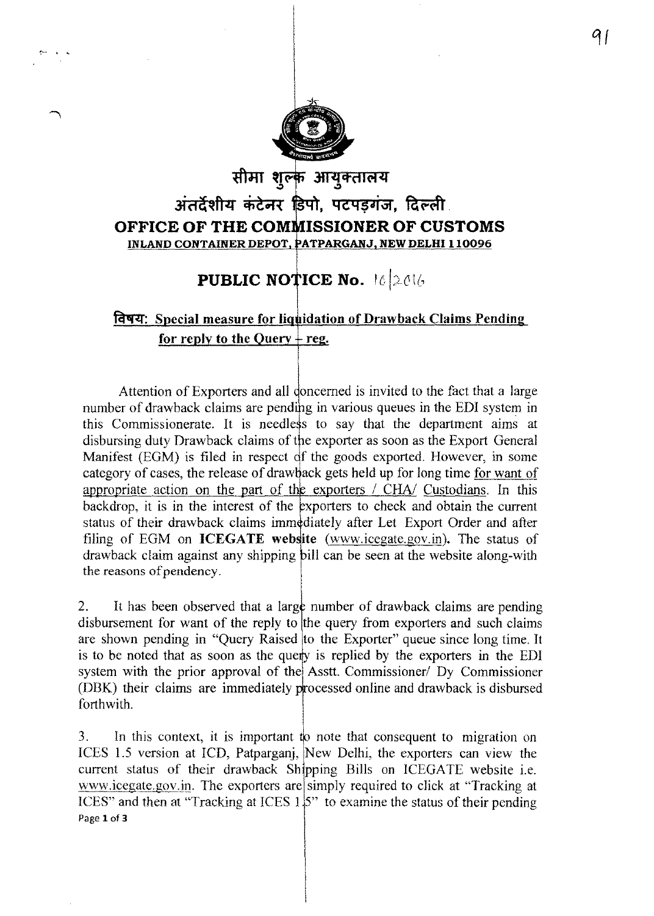# सीमा शुल्क आयुक्तालय

## अंतर्देशीय कंटेनर डिपो, पटपड़गंज, दिल्ली

## OFFICE OF THE COMMISSIONER OF CUSTOMS

**INLAND CONTAINER DEPOT, PATPARGANJ, NEW DELHI 110096**

## PUBLIC NOTICE No. 16/2016

**विषय: Special measure for liquidation of Drawback Claims Pending for reply to the Query - reg.**

Attention of Exporters and all concerned is invited to the fact that a large number of drawback claims are pending in various queues in the EDI system in this Commissionerate. It is needless to say that the department aims at disbursing duty Drawback claims of the exporter as soon as the Export General Manifest (EGM) is filed in respect of the goods exported. However, in some category of cases, the release of drawback gets held up for long time for want of appropriate action on the part of the exporters / CHA/ Custodians. In this backdrop, it is in the interest of the exporters to check and obtain the current status of their drawback claims immediately after Let Export Order and after filing of EGM on **ICEGATE website** (www.icegate.gov.in). The status of drawback claim against any shipping bill can be seen at the website along-with the reasons of pendency.

2. It has been observed that a large number of drawback claims are pending disbursement for want of the reply to the query from exporters and such claims are shown pending in "Query Raised to the Exporter" queue since long time. It is to be noted that as soon as the query is replied by the exporters in the EDI system with the prior approval of the Asstt. Commissioner/ Dy Commissioner (DBK) their claims are immediately processed online and drawback is disbursed forthwith.

3. In this context, it is important to note that consequent to migration on ICES 1.5 version at ICD, Patparganj, New Delhi, the exporters can view the current status of their drawback Shipping Bills on ICEGATE website i.e. www.icegate.gov.in. The exporters are simply required to click at "Tracking at ICES" and then at "Tracking at ICES 1.5" to examine the status of their pending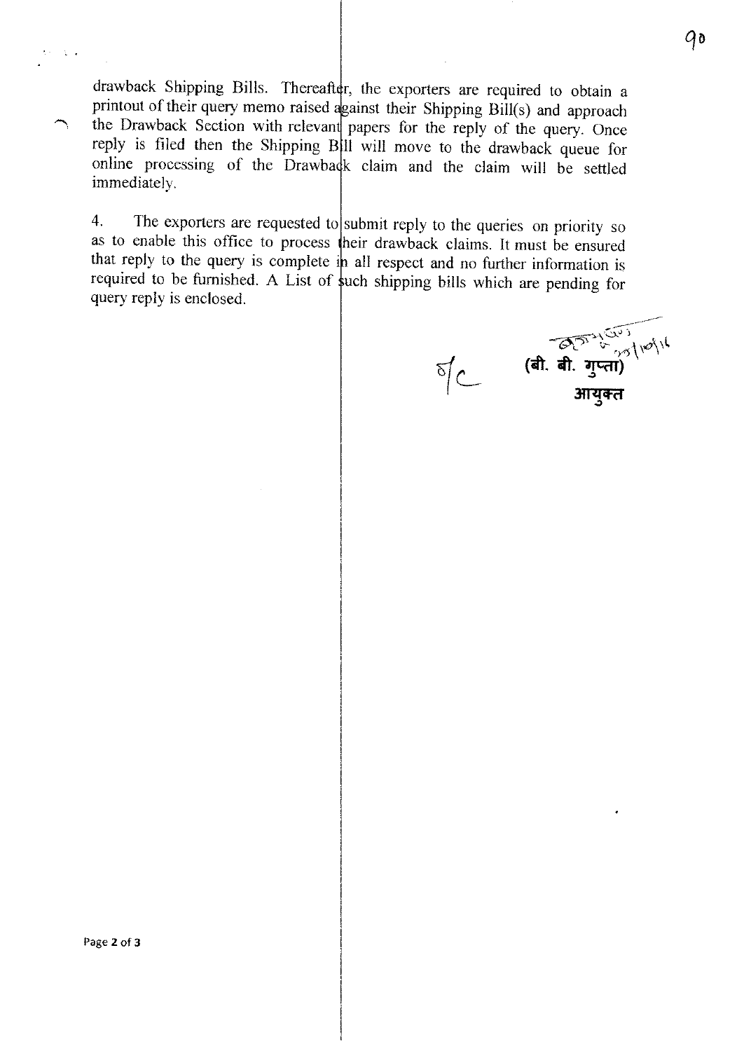drawback Shipping Bills. Thereafter, the exporters are required to obtain a printout of their query memo raised against their Shipping Bill(s) and approach the Drawback Section with relevant papers for the reply of the query. Once reply is filed then the Shipping Bill will move to the drawback queue for online processing of the Drawback claim and the claim will be settled immediately.

4. The exporters are requested to submit reply to the queries on priority so as to enable this office to process their drawback claims. It must be ensured that reply to the query is complete in all respect and no further information is required to be furnished. A List of such shipping bills which are pending for query reply is enclosed.

S/d

(बी. बी. गुप्ता)

आयुक्त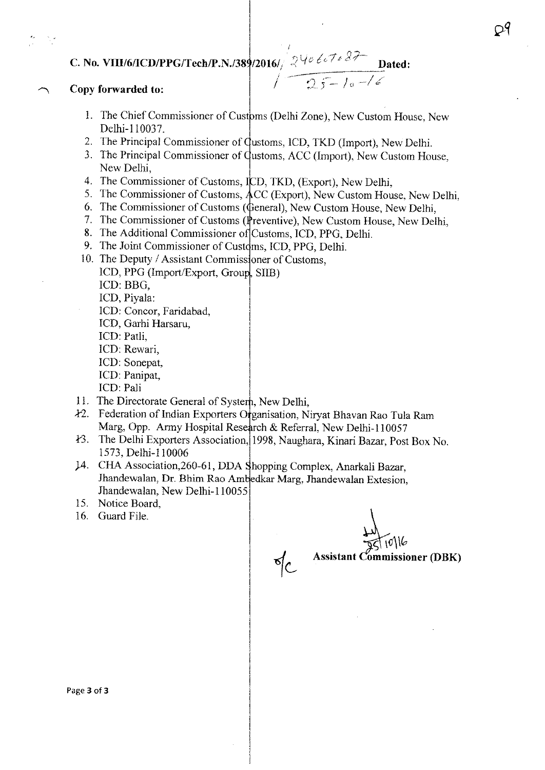**C. No. VIII/6/ICD/PPG/Tech/P.N./389/2016/ 24067087 Dated: 25-10-16**

**Copy forwarded to:**

1. The Chief Commissioner of Customs (Delhi Zone), New Custom House, New Delhi-110037.
2. The Principal Commissioner of Customs, ICD, TKD (Import), New Delhi.
3. The Principal Commissioner of Customs, ACC (Import), New Custom House, New Delhi,
4. The Commissioner of Customs, ICD, TKD, (Export), New Delhi,
5. The Commissioner of Customs, ACC (Export), New Custom House, New Delhi,
6. The Commissioner of Customs (General), New Custom House, New Delhi,
7. The Commissioner of Customs (Preventive), New Custom House, New Delhi,
8. The Additional Commissioner of Customs, ICD, PPG, Delhi.
9. The Joint Commissioner of Customs, ICD, PPG, Delhi.
10. The Deputy / Assistant Commissioner of Customs,
    ICD, PPG (Import/Export, Group, SIIB)
    ICD: BBG,
    ICD, Piyala:
    ICD: Concor, Faridabad,
    ICD, Garhi Harsaru,
    ICD: Patli,
    ICD: Rewari,
    ICD: Sonepat,
    ICD: Panipat,
    ICD: Pali
11. The Directorate General of System, New Delhi,
12. Federation of Indian Exporters Organisation, Niryat Bhavan Rao Tula Ram Marg, Opp. Army Hospital Research & Referral, New Delhi-110057
13. The Delhi Exporters Association, 1998, Naughara, Kinari Bazar, Post Box No. 1573, Delhi-110006
14. CHA Association,260-61, DDA Shopping Complex, Anarkali Bazar, Jhandewalan, Dr. Bhim Rao Ambedkar Marg, Jhandewalan Extesion, Jhandewalan, New Delhi-110055
15. Notice Board,
16. Guard File.

25/10/16

**Assistant Commissioner (DBK)**